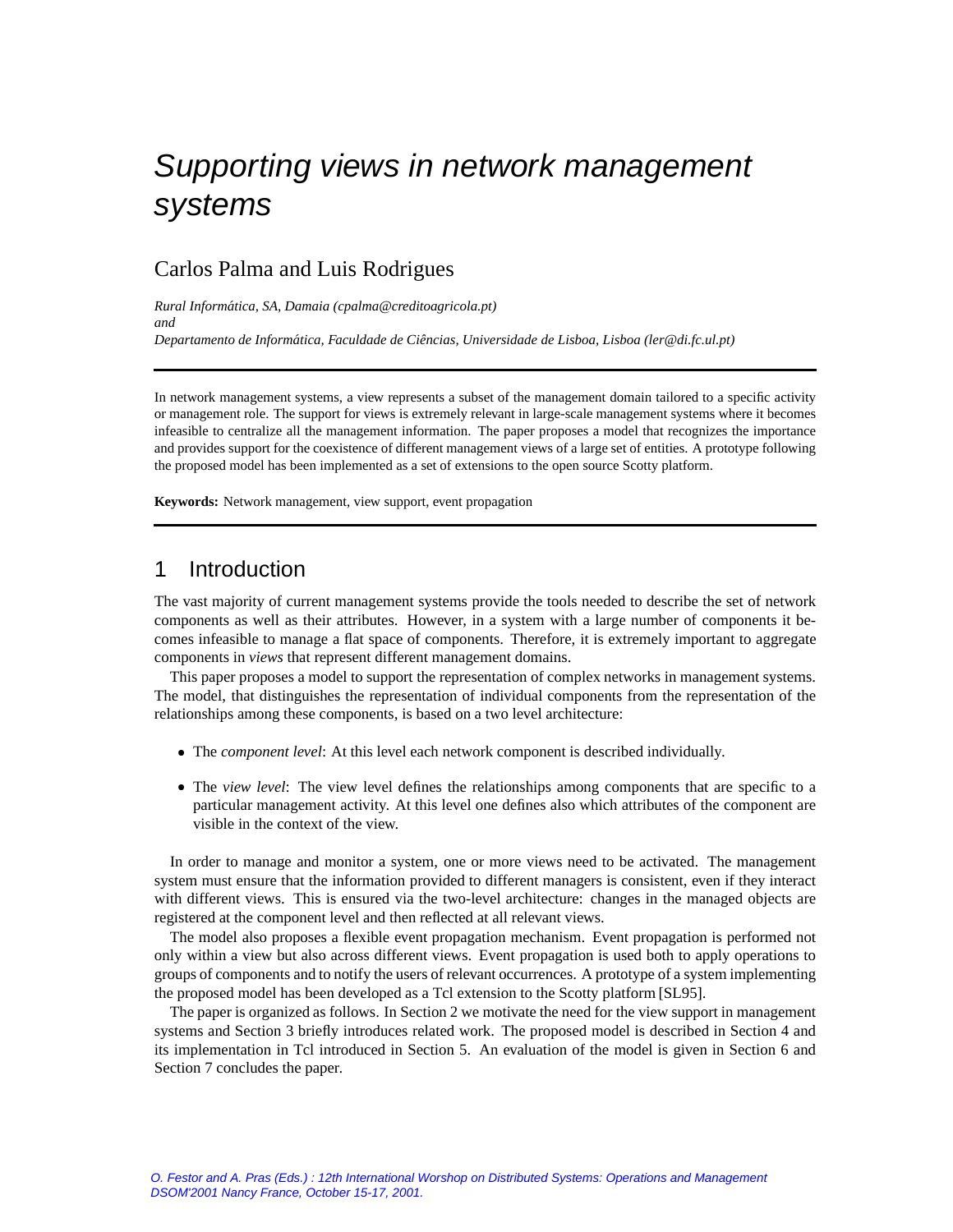# Supporting views in network management systems

Carlos Palma and Luis Rodrigues

*Rural Informática, SA, Damaia (cpalma@creditoagricola.pt)*
*and*
*Departamento de Informática, Faculdade de Ciências, Universidade de Lisboa, Lisboa (ler@di.fc.ul.pt)*

In network management systems, a view represents a subset of the management domain tailored to a specific activity or management role. The support for views is extremely relevant in large-scale management systems where it becomes infeasible to centralize all the management information. The paper proposes a model that recognizes the importance and provides support for the coexistence of different management views of a large set of entities. A prototype following the proposed model has been implemented as a set of extensions to the open source Scotty platform.

**Keywords:** Network management, view support, event propagation

## 1 Introduction

The vast majority of current management systems provide the tools needed to describe the set of network components as well as their attributes. However, in a system with a large number of components it becomes infeasible to manage a flat space of components. Therefore, it is extremely important to aggregate components in *views* that represent different management domains.

This paper proposes a model to support the representation of complex networks in management systems. The model, that distinguishes the representation of individual components from the representation of the relationships among these components, is based on a two level architecture:

- The *component level*: At this level each network component is described individually.
- The *view level*: The view level defines the relationships among components that are specific to a particular management activity. At this level one defines also which attributes of the component are visible in the context of the view.

In order to manage and monitor a system, one or more views need to be activated. The management system must ensure that the information provided to different managers is consistent, even if they interact with different views. This is ensured via the two-level architecture: changes in the managed objects are registered at the component level and then reflected at all relevant views.

The model also proposes a flexible event propagation mechanism. Event propagation is performed not only within a view but also across different views. Event propagation is used both to apply operations to groups of components and to notify the users of relevant occurrences. A prototype of a system implementing the proposed model has been developed as a Tcl extension to the Scotty platform [SL95].

The paper is organized as follows. In Section 2 we motivate the need for the view support in management systems and Section 3 briefly introduces related work. The proposed model is described in Section 4 and its implementation in Tcl introduced in Section 5. An evaluation of the model is given in Section 6 and Section 7 concludes the paper.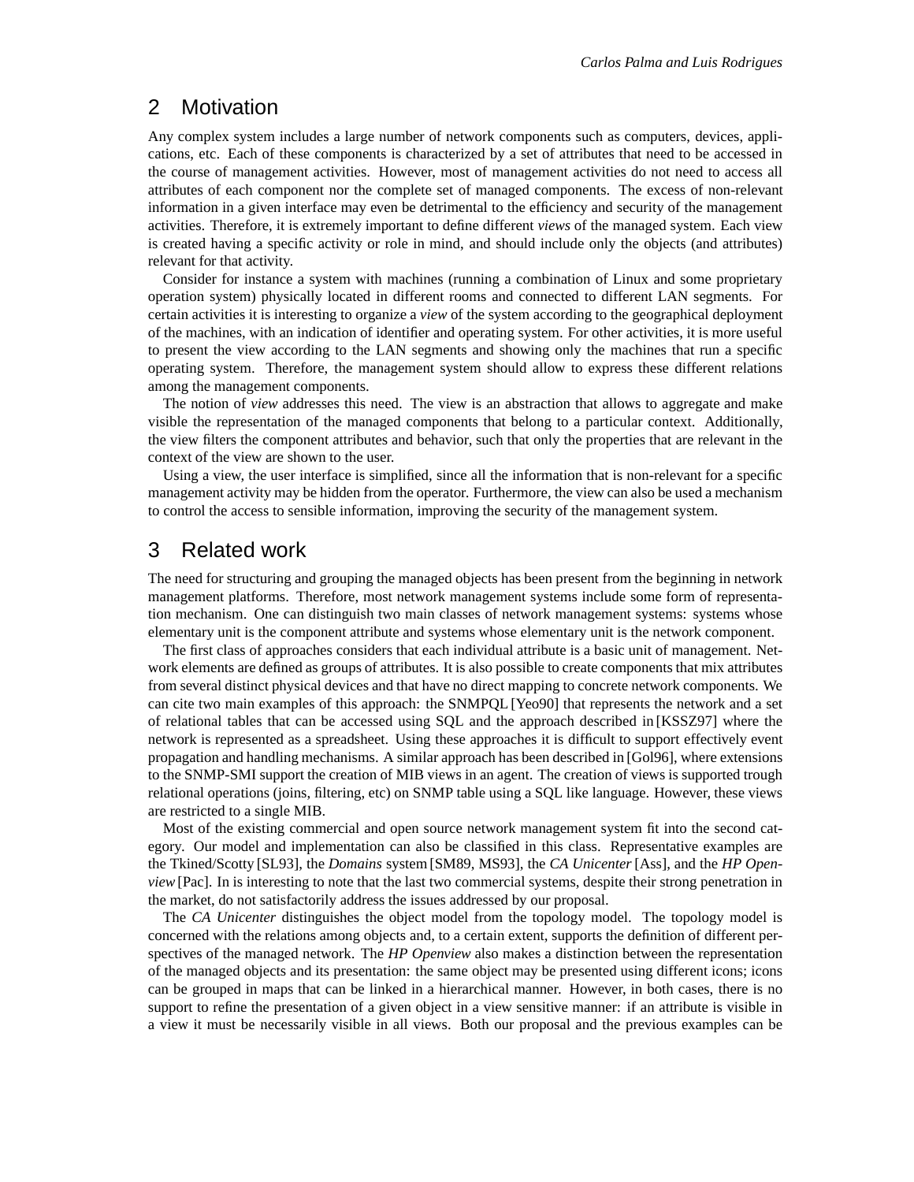## 2 Motivation

Any complex system includes a large number of network components such as computers, devices, applications, etc. Each of these components is characterized by a set of attributes that need to be accessed in the course of management activities. However, most of management activities do not need to access all attributes of each component nor the complete set of managed components. The excess of non-relevant information in a given interface may even be detrimental to the efficiency and security of the management activities. Therefore, it is extremely important to define different *views* of the managed system. Each view is created having a specific activity or role in mind, and should include only the objects (and attributes) relevant for that activity.

Consider for instance a system with machines (running a combination of Linux and some proprietary operation system) physically located in different rooms and connected to different LAN segments. For certain activities it is interesting to organize a *view* of the system according to the geographical deployment of the machines, with an indication of identifier and operating system. For other activities, it is more useful to present the view according to the LAN segments and showing only the machines that run a specific operating system. Therefore, the management system should allow to express these different relations among the management components.

The notion of *view* addresses this need. The view is an abstraction that allows to aggregate and make visible the representation of the managed components that belong to a particular context. Additionally, the view filters the component attributes and behavior, such that only the properties that are relevant in the context of the view are shown to the user.

Using a view, the user interface is simplified, since all the information that is non-relevant for a specific management activity may be hidden from the operator. Furthermore, the view can also be used a mechanism to control the access to sensible information, improving the security of the management system.

## 3 Related work

The need for structuring and grouping the managed objects has been present from the beginning in network management platforms. Therefore, most network management systems include some form of representation mechanism. One can distinguish two main classes of network management systems: systems whose elementary unit is the component attribute and systems whose elementary unit is the network component.

The first class of approaches considers that each individual attribute is a basic unit of management. Network elements are defined as groups of attributes. It is also possible to create components that mix attributes from several distinct physical devices and that have no direct mapping to concrete network components. We can cite two main examples of this approach: the SNMPQL [Yeo90] that represents the network and a set of relational tables that can be accessed using SQL and the approach described in [KSSZ97] where the network is represented as a spreadsheet. Using these approaches it is difficult to support effectively event propagation and handling mechanisms. A similar approach has been described in [Gol96], where extensions to the SNMP-SMI support the creation of MIB views in an agent. The creation of views is supported trough relational operations (joins, filtering, etc) on SNMP table using a SQL like language. However, these views are restricted to a single MIB.

Most of the existing commercial and open source network management system fit into the second category. Our model and implementation can also be classified in this class. Representative examples are the Tkined/Scotty [SL93], the *Domains* system [SM89, MS93], the *CA Unicenter* [Ass], and the *HP Openview* [Pac]. In is interesting to note that the last two commercial systems, despite their strong penetration in the market, do not satisfactorily address the issues addressed by our proposal.

The *CA Unicenter* distinguishes the object model from the topology model. The topology model is concerned with the relations among objects and, to a certain extent, supports the definition of different perspectives of the managed network. The *HP Openview* also makes a distinction between the representation of the managed objects and its presentation: the same object may be presented using different icons; icons can be grouped in maps that can be linked in a hierarchical manner. However, in both cases, there is no support to refine the presentation of a given object in a view sensitive manner: if an attribute is visible in a view it must be necessarily visible in all views. Both our proposal and the previous examples can be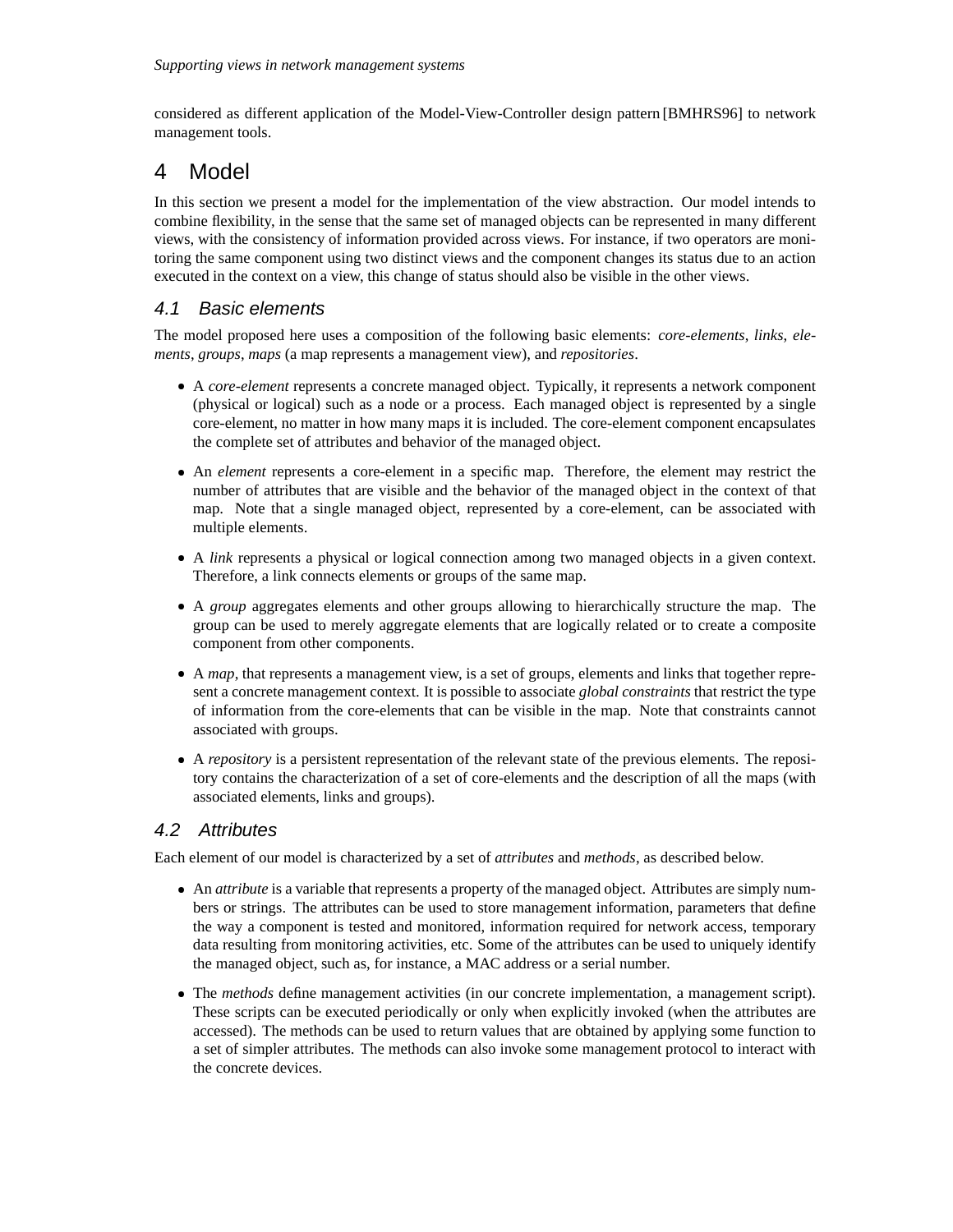considered as different application of the Model-View-Controller design pattern [BMHRS96] to network management tools.

# 4 Model

In this section we present a model for the implementation of the view abstraction. Our model intends to combine flexibility, in the sense that the same set of managed objects can be represented in many different views, with the consistency of information provided across views. For instance, if two operators are monitoring the same component using two distinct views and the component changes its status due to an action executed in the context on a view, this change of status should also be visible in the other views.

## 4.1 Basic elements

The model proposed here uses a composition of the following basic elements: *core-elements*, *links*, *elements*, *groups*, *maps* (a map represents a management view), and *repositories*.

- A *core-element* represents a concrete managed object. Typically, it represents a network component (physical or logical) such as a node or a process. Each managed object is represented by a single core-element, no matter in how many maps it is included. The core-element component encapsulates the complete set of attributes and behavior of the managed object.
- An *element* represents a core-element in a specific map. Therefore, the element may restrict the number of attributes that are visible and the behavior of the managed object in the context of that map. Note that a single managed object, represented by a core-element, can be associated with multiple elements.
- A *link* represents a physical or logical connection among two managed objects in a given context. Therefore, a link connects elements or groups of the same map.
- A *group* aggregates elements and other groups allowing to hierarchically structure the map. The group can be used to merely aggregate elements that are logically related or to create a composite component from other components.
- A *map*, that represents a management view, is a set of groups, elements and links that together represent a concrete management context. It is possible to associate *global constraints* that restrict the type of information from the core-elements that can be visible in the map. Note that constraints cannot associated with groups.
- A *repository* is a persistent representation of the relevant state of the previous elements. The repository contains the characterization of a set of core-elements and the description of all the maps (with associated elements, links and groups).

## 4.2 Attributes

Each element of our model is characterized by a set of *attributes* and *methods*, as described below.

- An *attribute* is a variable that represents a property of the managed object. Attributes are simply numbers or strings. The attributes can be used to store management information, parameters that define the way a component is tested and monitored, information required for network access, temporary data resulting from monitoring activities, etc. Some of the attributes can be used to uniquely identify the managed object, such as, for instance, a MAC address or a serial number.
- The *methods* define management activities (in our concrete implementation, a management script). These scripts can be executed periodically or only when explicitly invoked (when the attributes are accessed). The methods can be used to return values that are obtained by applying some function to a set of simpler attributes. The methods can also invoke some management protocol to interact with the concrete devices.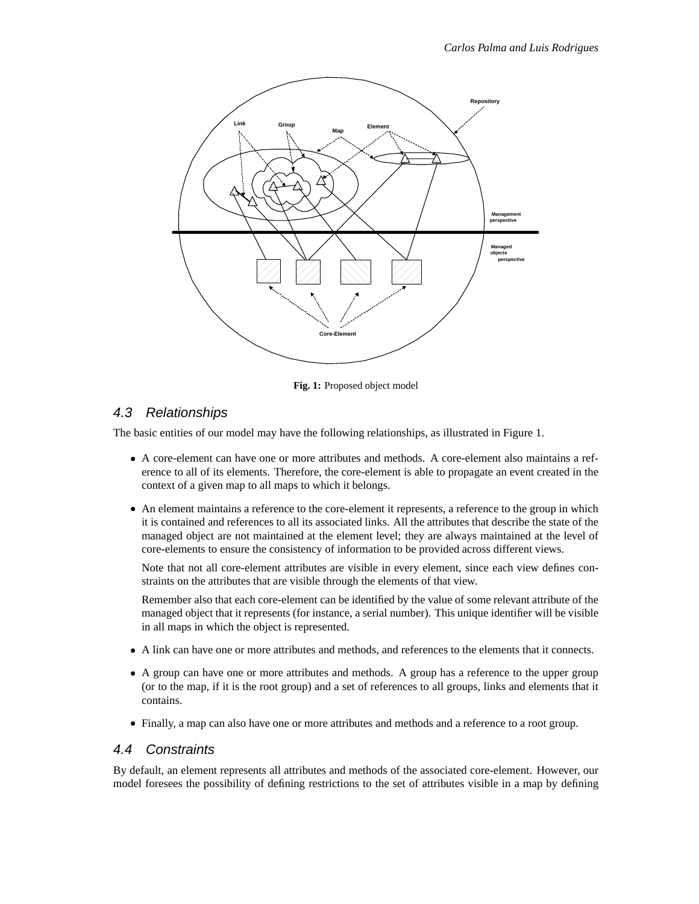Repository

Link

Group

Map

Element

Management perspective

Managed objects perspective

Core-Element

**Fig. 1:** Proposed object model

### 4.3 Relationships

The basic entities of our model may have the following relationships, as illustrated in Figure 1.

- A core-element can have one or more attributes and methods. A core-element also maintains a reference to all of its elements. Therefore, the core-element is able to propagate an event created in the context of a given map to all maps to which it belongs.
- An element maintains a reference to the core-element it represents, a reference to the group in which it is contained and references to all its associated links. All the attributes that describe the state of the managed object are not maintained at the element level; they are always maintained at the level of core-elements to ensure the consistency of information to be provided across different views.

  Note that not all core-element attributes are visible in every element, since each view defines constraints on the attributes that are visible through the elements of that view.

  Remember also that each core-element can be identified by the value of some relevant attribute of the managed object that it represents (for instance, a serial number). This unique identifier will be visible in all maps in which the object is represented.
- A link can have one or more attributes and methods, and references to the elements that it connects.
- A group can have one or more attributes and methods. A group has a reference to the upper group (or to the map, if it is the root group) and a set of references to all groups, links and elements that it contains.
- Finally, a map can also have one or more attributes and methods and a reference to a root group.

### 4.4 Constraints

By default, an element represents all attributes and methods of the associated core-element. However, our model foresees the possibility of defining restrictions to the set of attributes visible in a map by defining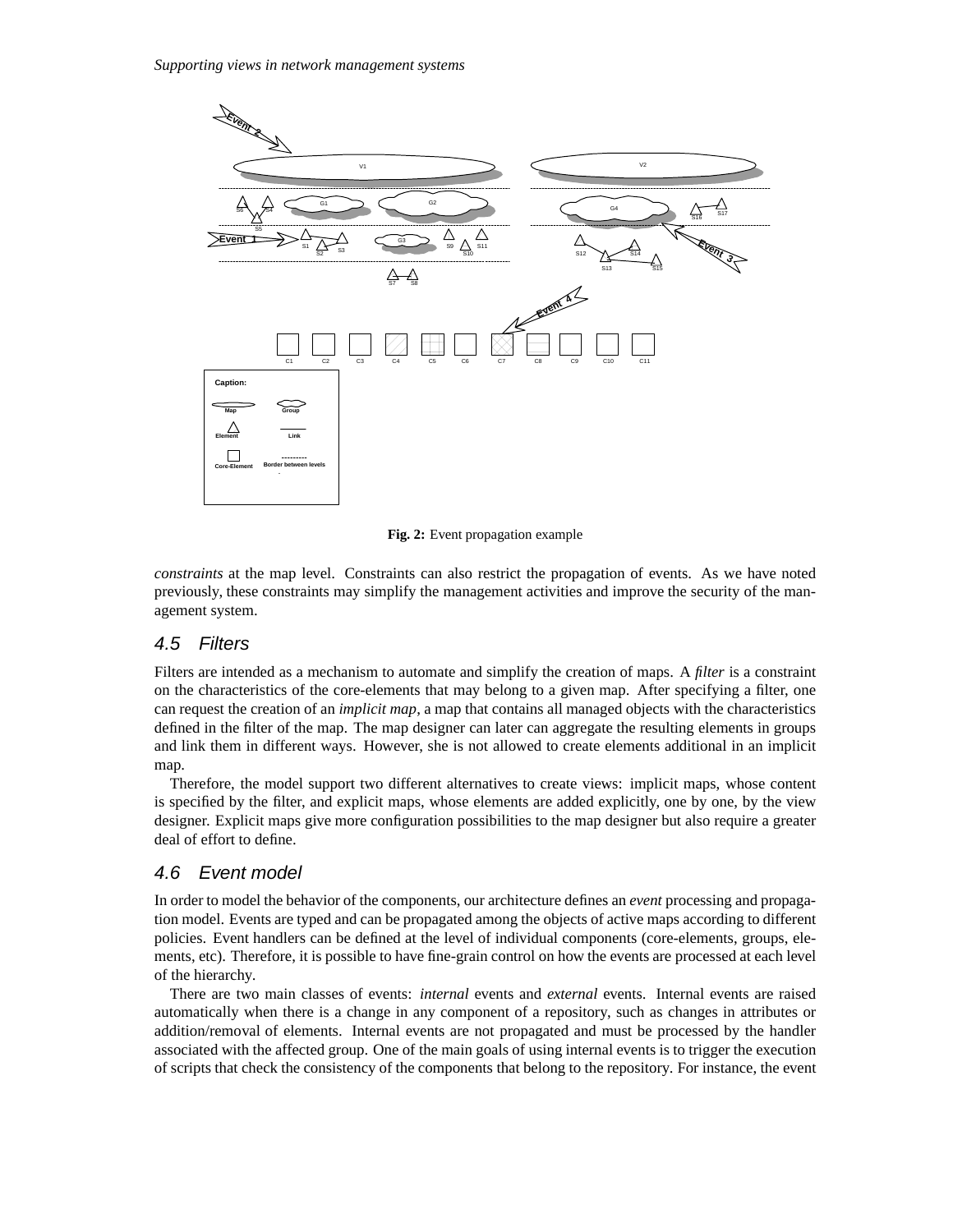Event 2

V1

V2

S6 S4 S5 G1 G2

G4 S16 S17

Event 1 S1 S2 S3 G3 S9 S10 S11

S12 S13 S14 S15 Event 3

S7 S8

Event 4

C1 C2 C3 C4 C5 C6 C7 C8 C9 C10 C11

Caption:

Map Group

Element Link

Core-Element Border between levels

**Fig. 2:** Event propagation example

*constraints* at the map level. Constraints can also restrict the propagation of events. As we have noted previously, these constraints may simplify the management activities and improve the security of the management system.

## 4.5 Filters

Filters are intended as a mechanism to automate and simplify the creation of maps. A *filter* is a constraint on the characteristics of the core-elements that may belong to a given map. After specifying a filter, one can request the creation of an *implicit map*, a map that contains all managed objects with the characteristics defined in the filter of the map. The map designer can later can aggregate the resulting elements in groups and link them in different ways. However, she is not allowed to create elements additional in an implicit map.

Therefore, the model support two different alternatives to create views: implicit maps, whose content is specified by the filter, and explicit maps, whose elements are added explicitly, one by one, by the view designer. Explicit maps give more configuration possibilities to the map designer but also require a greater deal of effort to define.

## 4.6 Event model

In order to model the behavior of the components, our architecture defines an *event* processing and propagation model. Events are typed and can be propagated among the objects of active maps according to different policies. Event handlers can be defined at the level of individual components (core-elements, groups, elements, etc). Therefore, it is possible to have fine-grain control on how the events are processed at each level of the hierarchy.

There are two main classes of events: *internal* events and *external* events. Internal events are raised automatically when there is a change in any component of a repository, such as changes in attributes or addition/removal of elements. Internal events are not propagated and must be processed by the handler associated with the affected group. One of the main goals of using internal events is to trigger the execution of scripts that check the consistency of the components that belong to the repository. For instance, the event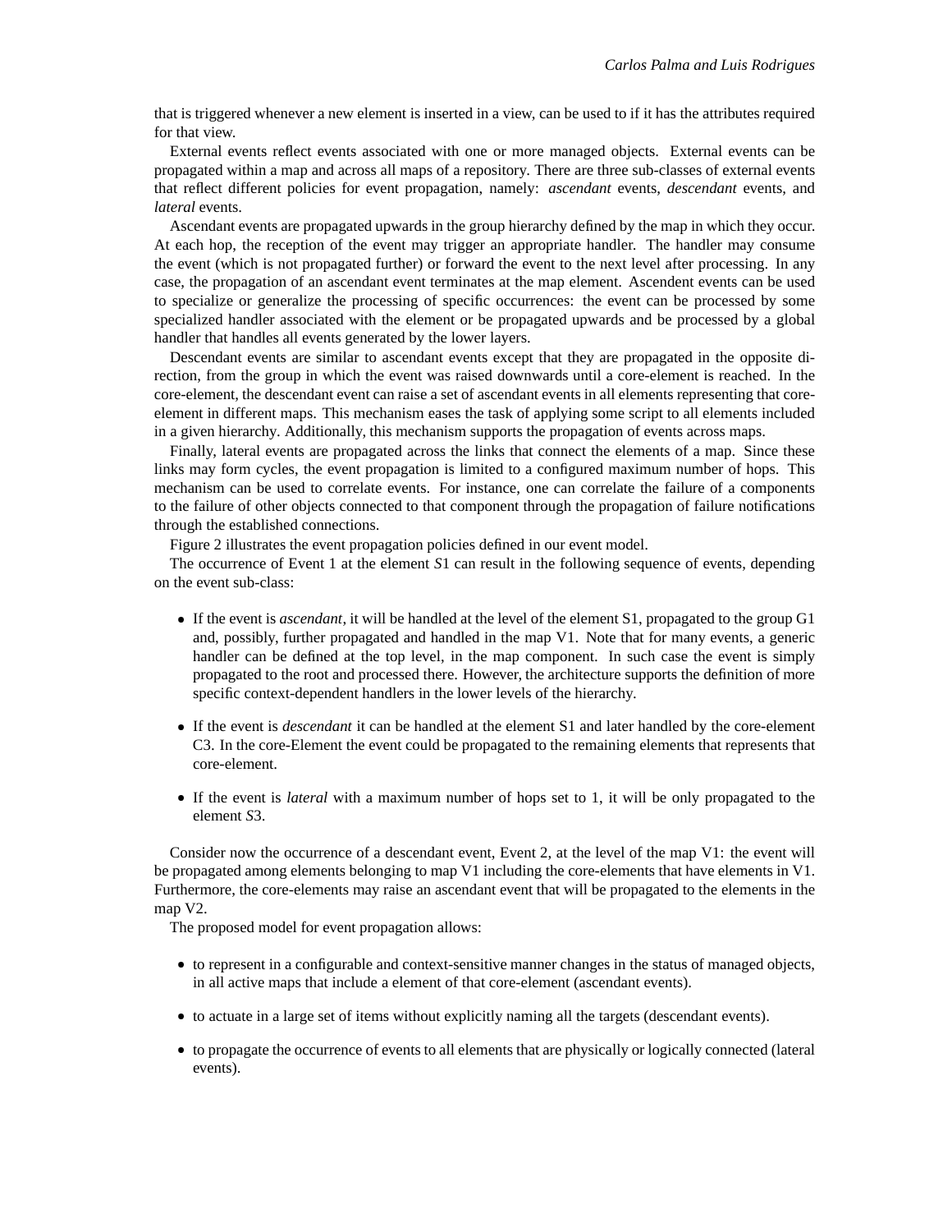that is triggered whenever a new element is inserted in a view, can be used to if it has the attributes required for that view.

External events reflect events associated with one or more managed objects. External events can be propagated within a map and across all maps of a repository. There are three sub-classes of external events that reflect different policies for event propagation, namely: *ascendant* events, *descendant* events, and *lateral* events.

Ascendant events are propagated upwards in the group hierarchy defined by the map in which they occur. At each hop, the reception of the event may trigger an appropriate handler. The handler may consume the event (which is not propagated further) or forward the event to the next level after processing. In any case, the propagation of an ascendant event terminates at the map element. Ascendent events can be used to specialize or generalize the processing of specific occurrences: the event can be processed by some specialized handler associated with the element or be propagated upwards and be processed by a global handler that handles all events generated by the lower layers.

Descendant events are similar to ascendant events except that they are propagated in the opposite direction, from the group in which the event was raised downwards until a core-element is reached. In the core-element, the descendant event can raise a set of ascendant events in all elements representing that core-element in different maps. This mechanism eases the task of applying some script to all elements included in a given hierarchy. Additionally, this mechanism supports the propagation of events across maps.

Finally, lateral events are propagated across the links that connect the elements of a map. Since these links may form cycles, the event propagation is limited to a configured maximum number of hops. This mechanism can be used to correlate events. For instance, one can correlate the failure of a components to the failure of other objects connected to that component through the propagation of failure notifications through the established connections.

Figure 2 illustrates the event propagation policies defined in our event model.

The occurrence of Event 1 at the element *S*1 can result in the following sequence of events, depending on the event sub-class:

- If the event is *ascendant*, it will be handled at the level of the element S1, propagated to the group G1 and, possibly, further propagated and handled in the map V1. Note that for many events, a generic handler can be defined at the top level, in the map component. In such case the event is simply propagated to the root and processed there. However, the architecture supports the definition of more specific context-dependent handlers in the lower levels of the hierarchy.

- If the event is *descendant* it can be handled at the element S1 and later handled by the core-element C3. In the core-Element the event could be propagated to the remaining elements that represents that core-element.

- If the event is *lateral* with a maximum number of hops set to 1, it will be only propagated to the element *S*3.

Consider now the occurrence of a descendant event, Event 2, at the level of the map V1: the event will be propagated among elements belonging to map V1 including the core-elements that have elements in V1. Furthermore, the core-elements may raise an ascendant event that will be propagated to the elements in the map V2.

The proposed model for event propagation allows:

- to represent in a configurable and context-sensitive manner changes in the status of managed objects, in all active maps that include a element of that core-element (ascendant events).

- to actuate in a large set of items without explicitly naming all the targets (descendant events).

- to propagate the occurrence of events to all elements that are physically or logically connected (lateral events).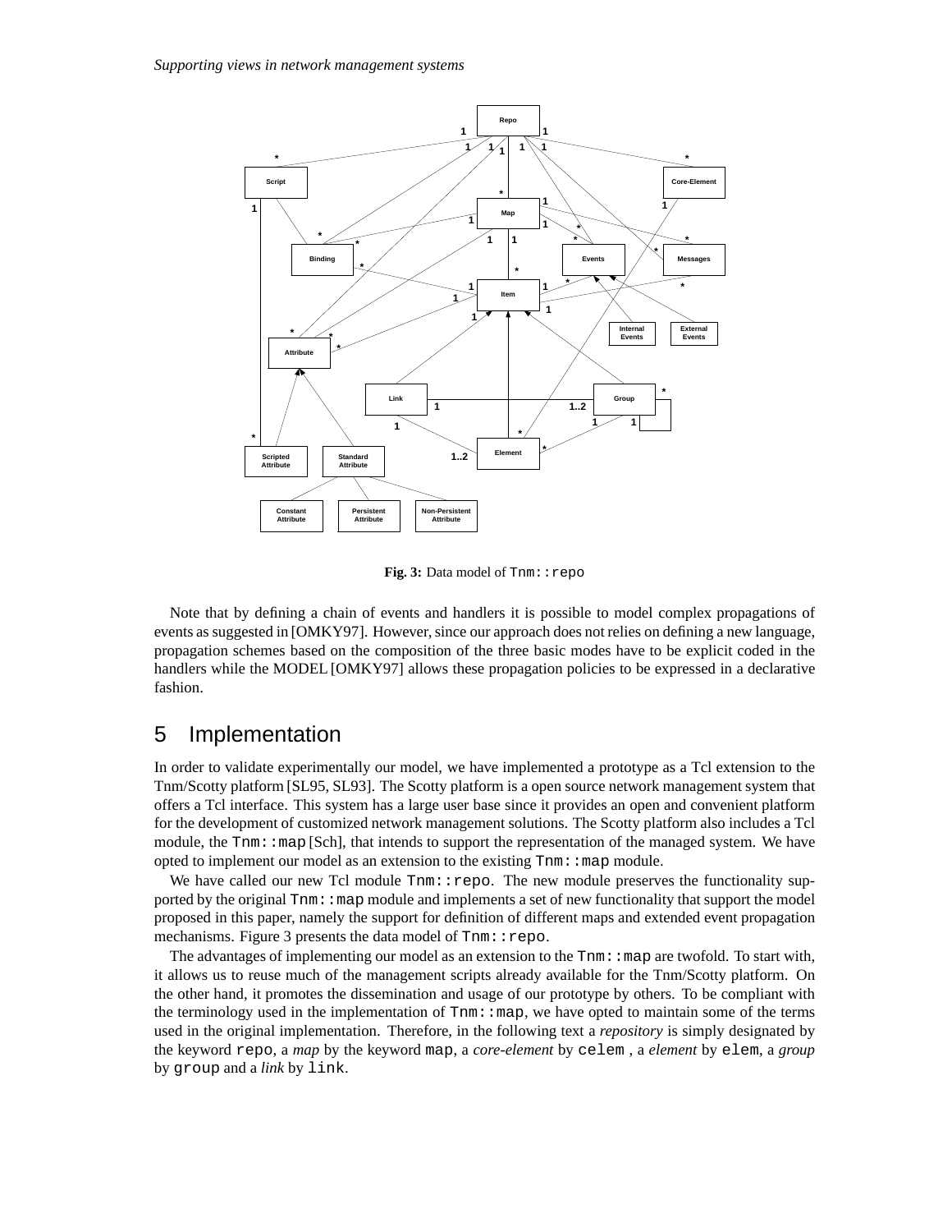Repo

Script

Core-Element

Map

Binding

Events

Messages

Item

Internal Events

External Events

Attribute

Link

Group

Element

Scripted Attribute

Standard Attribute

Constant Attribute

Persistent Attribute

Non-Persistent Attribute

**Fig. 3:** Data model of `Tnm::repo`

Note that by defining a chain of events and handlers it is possible to model complex propagations of events as suggested in [OMKY97]. However, since our approach does not relies on defining a new language, propagation schemes based on the composition of the three basic modes have to be explicit coded in the handlers while the MODEL [OMKY97] allows these propagation policies to be expressed in a declarative fashion.

# 5 Implementation

In order to validate experimentally our model, we have implemented a prototype as a Tcl extension to the Tnm/Scotty platform [SL95, SL93]. The Scotty platform is a open source network management system that offers a Tcl interface. This system has a large user base since it provides an open and convenient platform for the development of customized network management solutions. The Scotty platform also includes a Tcl module, the `Tnm::map` [Sch], that intends to support the representation of the managed system. We have opted to implement our model as an extension to the existing `Tnm::map` module.

We have called our new Tcl module `Tnm::repo`. The new module preserves the functionality supported by the original `Tnm::map` module and implements a set of new functionality that support the model proposed in this paper, namely the support for definition of different maps and extended event propagation mechanisms. Figure 3 presents the data model of `Tnm::repo`.

The advantages of implementing our model as an extension to the `Tnm::map` are twofold. To start with, it allows us to reuse much of the management scripts already available for the Tnm/Scotty platform. On the other hand, it promotes the dissemination and usage of our prototype by others. To be compliant with the terminology used in the implementation of `Tnm::map`, we have opted to maintain some of the terms used in the original implementation. Therefore, in the following text a *repository* is simply designated by the keyword `repo`, a *map* by the keyword `map`, a *core-element* by `celem` , a *element* by `elem`, a *group* by `group` and a *link* by `link`.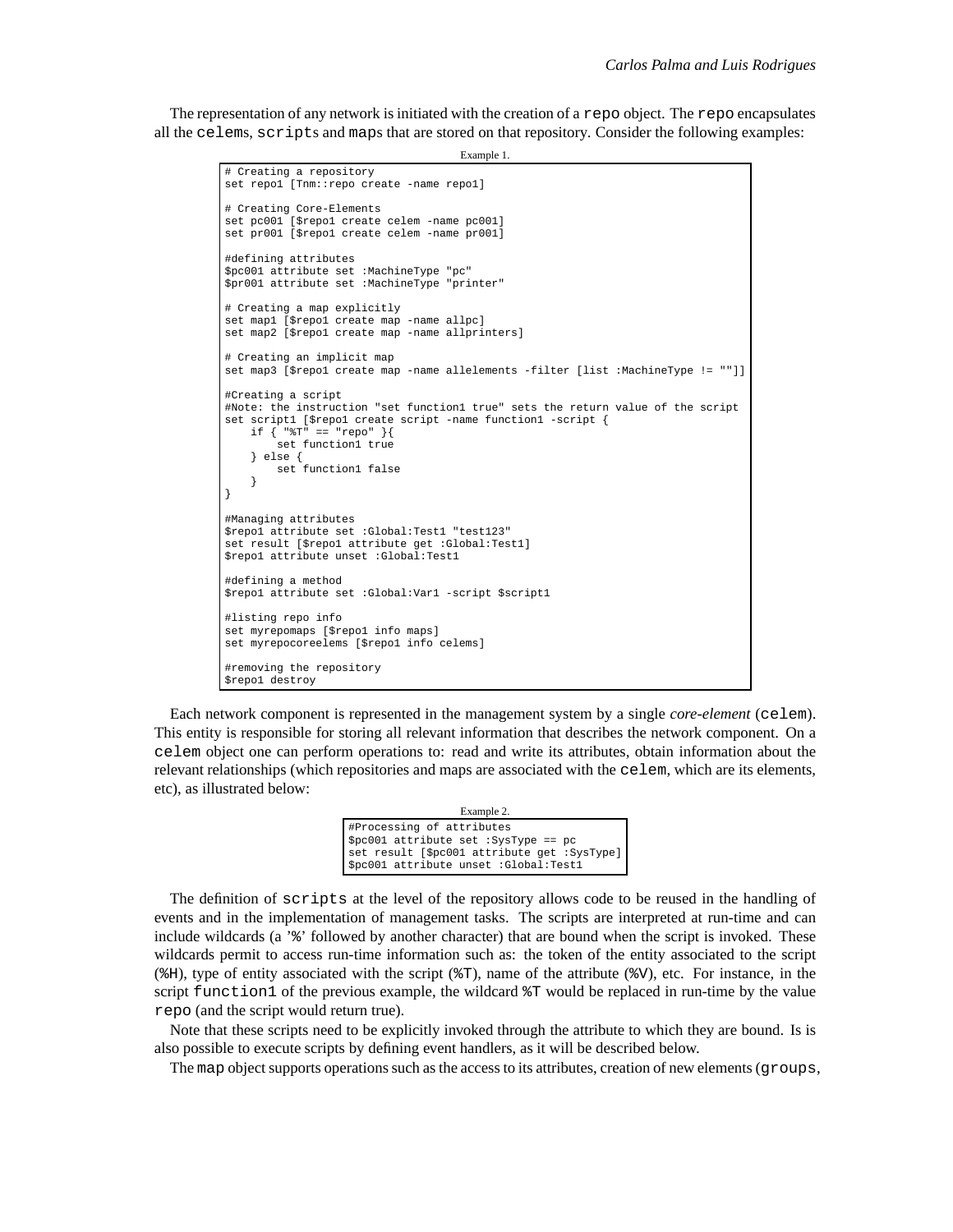The representation of any network is initiated with the creation of a `repo` object. The `repo` encapsulates all the `celem`s, `script`s and `map`s that are stored on that repository. Consider the following examples:

Example 1.

```
# Creating a repository
set repo1 [Tnm::repo create -name repo1]

# Creating Core-Elements
set pc001 [$repo1 create celem -name pc001]
set pr001 [$repo1 create celem -name pr001]

#defining attributes
$pc001 attribute set :MachineType "pc"
$pr001 attribute set :MachineType "printer"

# Creating a map explicitly
set map1 [$repo1 create map -name allpc]
set map2 [$repo1 create map -name allprinters]

# Creating an implicit map
set map3 [$repo1 create map -name allelements -filter [list :MachineType != ""]]

#Creating a script
#Note: the instruction "set function1 true" sets the return value of the script
set script1 [$repo1 create script -name function1 -script {
    if { "%T" == "repo" }{
        set function1 true
    } else {
        set function1 false
    }
}

#Managing attributes
$repo1 attribute set :Global:Test1 "test123"
set result [$repo1 attribute get :Global:Test1]
$repo1 attribute unset :Global:Test1

#defining a method
$repo1 attribute set :Global:Var1 -script $script1

#listing repo info
set myrepomaps [$repo1 info maps]
set myrepocoreelems [$repo1 info celems]

#removing the repository
$repo1 destroy
```

Each network component is represented in the management system by a single *core-element* (`celem`). This entity is responsible for storing all relevant information that describes the network component. On a `celem` object one can perform operations to: read and write its attributes, obtain information about the relevant relationships (which repositories and maps are associated with the `celem`, which are its elements, etc), as illustrated below:

Example 2.

```
#Processing of attributes
$pc001 attribute set :SysType == pc
set result [$pc001 attribute get :SysType]
$pc001 attribute unset :Global:Test1
```

The definition of `scripts` at the level of the repository allows code to be reused in the handling of events and in the implementation of management tasks. The scripts are interpreted at run-time and can include wildcards (a '%' followed by another character) that are bound when the script is invoked. These wildcards permit to access run-time information such as: the token of the entity associated to the script (`%H`), type of entity associated with the script (`%T`), name of the attribute (`%V`), etc. For instance, in the script `function1` of the previous example, the wildcard `%T` would be replaced in run-time by the value `repo` (and the script would return true).

Note that these scripts need to be explicitly invoked through the attribute to which they are bound. Is is also possible to execute scripts by defining event handlers, as it will be described below.

The `map` object supports operations such as the access to its attributes, creation of new elements (`groups`,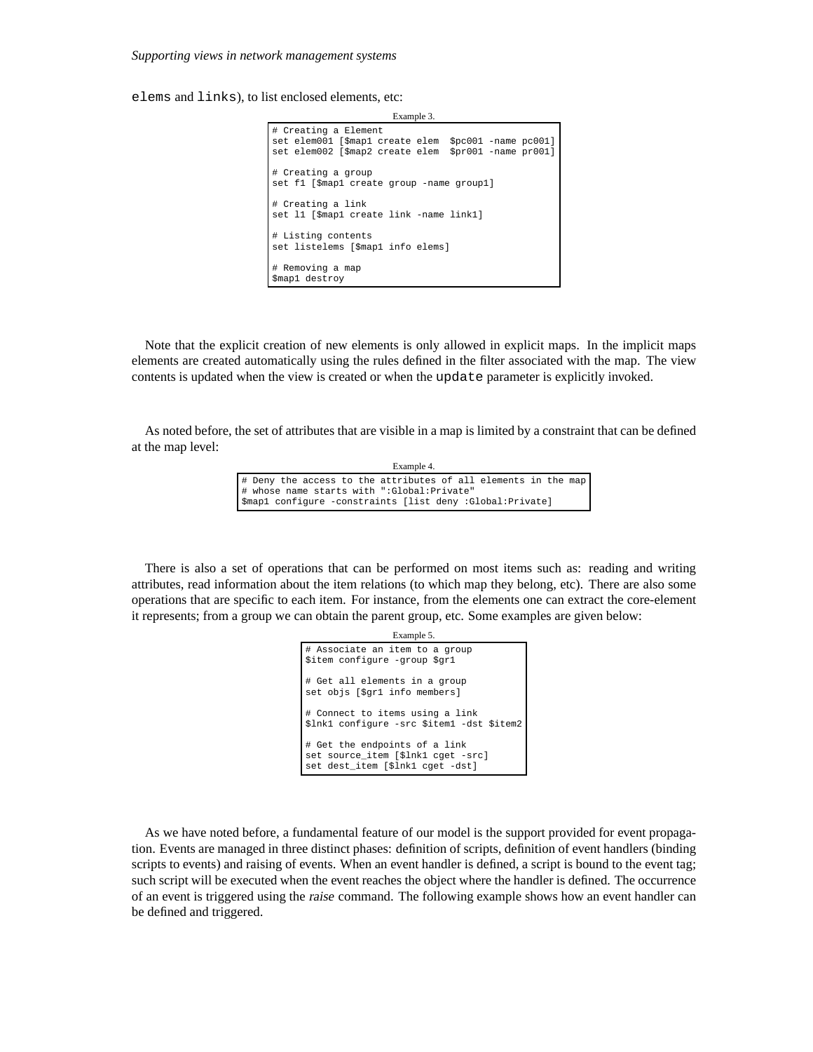`elems` and `links`), to list enclosed elements, etc:

Example 3.

```
# Creating a Element
set elem001 [$map1 create elem  $pc001 -name pc001]
set elem002 [$map2 create elem  $pr001 -name pr001]

# Creating a group
set f1 [$map1 create group -name group1]

# Creating a link
set l1 [$map1 create link -name link1]

# Listing contents
set listelems [$map1 info elems]

# Removing a map
$map1 destroy
```

Note that the explicit creation of new elements is only allowed in explicit maps. In the implicit maps elements are created automatically using the rules defined in the filter associated with the map. The view contents is updated when the view is created or when the `update` parameter is explicitly invoked.

As noted before, the set of attributes that are visible in a map is limited by a constraint that can be defined at the map level:

Example 4.

```
# Deny the access to the attributes of all elements in the map
# whose name starts with ":Global:Private"
$map1 configure -constraints [list deny :Global:Private]
```

There is also a set of operations that can be performed on most items such as: reading and writing attributes, read information about the item relations (to which map they belong, etc). There are also some operations that are specific to each item. For instance, from the elements one can extract the core-element it represents; from a group we can obtain the parent group, etc. Some examples are given below:

Example 5.

```
# Associate an item to a group
$item configure -group $gr1

# Get all elements in a group
set objs [$gr1 info members]

# Connect to items using a link
$lnk1 configure -src $item1 -dst $item2

# Get the endpoints of a link
set source_item [$lnk1 cget -src]
set dest_item [$lnk1 cget -dst]
```

As we have noted before, a fundamental feature of our model is the support provided for event propagation. Events are managed in three distinct phases: definition of scripts, definition of event handlers (binding scripts to events) and raising of events. When an event handler is defined, a script is bound to the event tag; such script will be executed when the event reaches the object where the handler is defined. The occurrence of an event is triggered using the *raise* command. The following example shows how an event handler can be defined and triggered.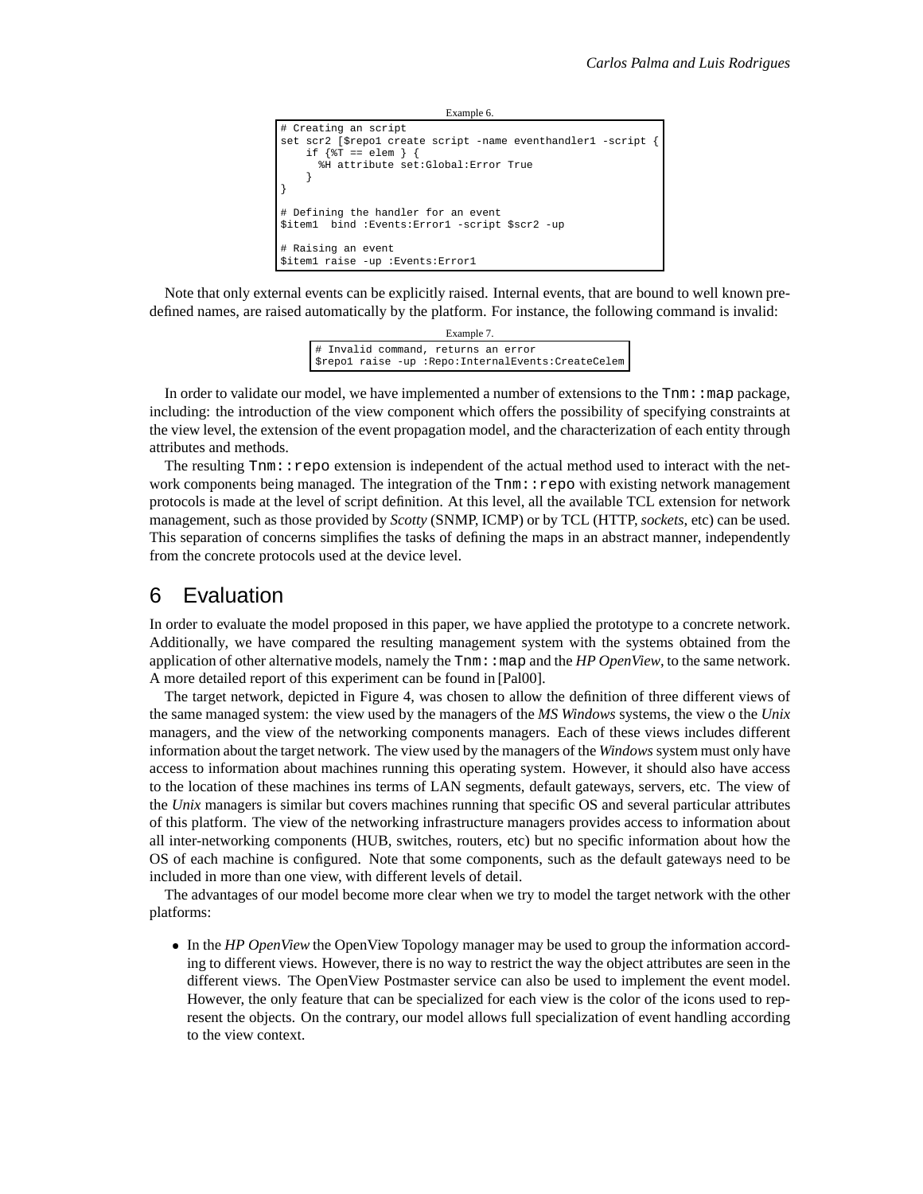Example 6.

```
# Creating an script
set scr2 [$repo1 create script -name eventhandler1 -script {
    if {%T == elem } {
      %H attribute set:Global:Error True
    }
}

# Defining the handler for an event
$item1  bind :Events:Error1 -script $scr2 -up

# Raising an event
$item1 raise -up :Events:Error1
```

Note that only external events can be explicitly raised. Internal events, that are bound to well known pre-defined names, are raised automatically by the platform. For instance, the following command is invalid:

Example 7.

```
# Invalid command, returns an error
$repo1 raise -up :Repo:InternalEvents:CreateCelem
```

In order to validate our model, we have implemented a number of extensions to the `Tnm::map` package, including: the introduction of the view component which offers the possibility of specifying constraints at the view level, the extension of the event propagation model, and the characterization of each entity through attributes and methods.

The resulting `Tnm::repo` extension is independent of the actual method used to interact with the network components being managed. The integration of the `Tnm::repo` with existing network management protocols is made at the level of script definition. At this level, all the available TCL extension for network management, such as those provided by *Scotty* (SNMP, ICMP) or by TCL (HTTP, *sockets*, etc) can be used. This separation of concerns simplifies the tasks of defining the maps in an abstract manner, independently from the concrete protocols used at the device level.

# 6 Evaluation

In order to evaluate the model proposed in this paper, we have applied the prototype to a concrete network. Additionally, we have compared the resulting management system with the systems obtained from the application of other alternative models, namely the `Tnm::map` and the *HP OpenView*, to the same network. A more detailed report of this experiment can be found in [Pal00].

The target network, depicted in Figure 4, was chosen to allow the definition of three different views of the same managed system: the view used by the managers of the *MS Windows* systems, the view o the *Unix* managers, and the view of the networking components managers. Each of these views includes different information about the target network. The view used by the managers of the *Windows* system must only have access to information about machines running this operating system. However, it should also have access to the location of these machines ins terms of LAN segments, default gateways, servers, etc. The view of the *Unix* managers is similar but covers machines running that specific OS and several particular attributes of this platform. The view of the networking infrastructure managers provides access to information about all inter-networking components (HUB, switches, routers, etc) but no specific information about how the OS of each machine is configured. Note that some components, such as the default gateways need to be included in more than one view, with different levels of detail.

The advantages of our model become more clear when we try to model the target network with the other platforms:

- In the *HP OpenView* the OpenView Topology manager may be used to group the information according to different views. However, there is no way to restrict the way the object attributes are seen in the different views. The OpenView Postmaster service can also be used to implement the event model. However, the only feature that can be specialized for each view is the color of the icons used to represent the objects. On the contrary, our model allows full specialization of event handling according to the view context.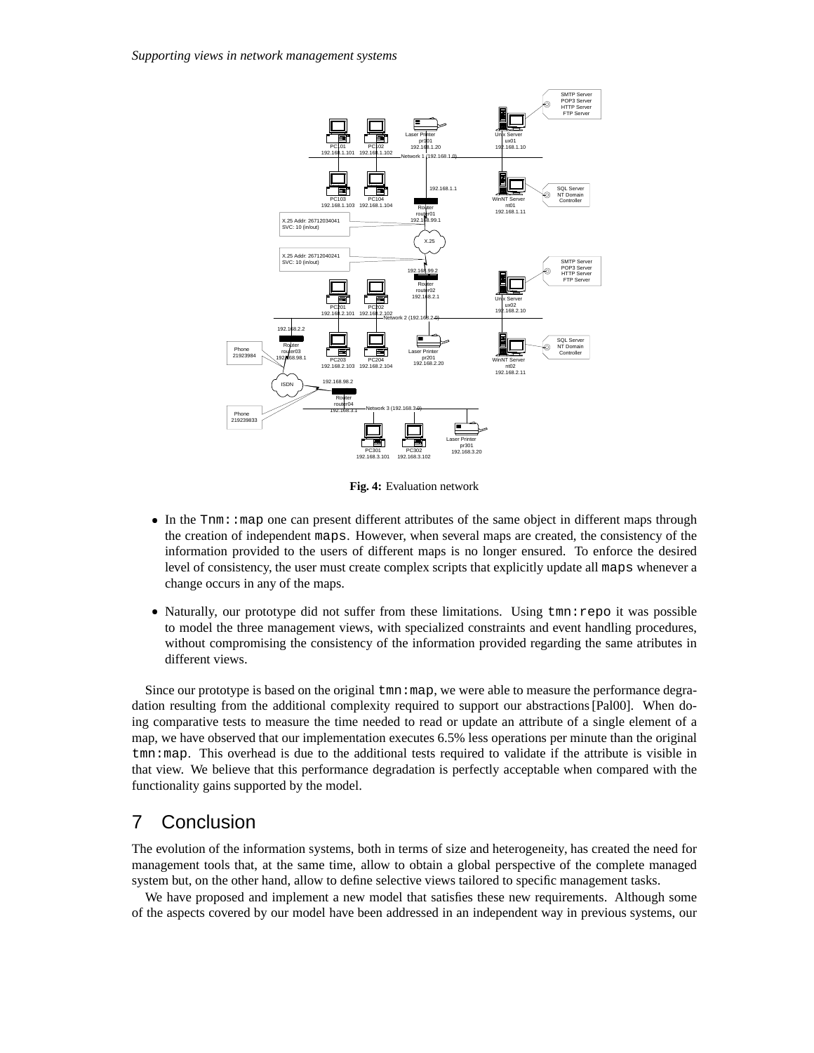Network 1 (192.168.1.0)

PC101
192.168.1.101

PC102
192.168.1.102

Laser Printer
pr101
192.168.1.20

Unix Server
ux01
192.168.1.10

SMTP Server
POP3 Server
HTTP Server
FTP Server

PC103
192.168.1.103

PC104
192.168.1.104

192.168.1.1

WinNT Server
nt01
192.168.1.11

SQL Server
NT Domain
Controller

Router
router01
192.168.99.1

X.25 Addr: 26712034041
SVC: 10 (in/out)

X.25

X.25 Addr: 26712040241
SVC: 10 (in/out)

192.168.99.2

Router
router02
192.168.2.1

SMTP Server
POP3 Server
HTTP Server
FTP Server

PC201
192.168.2.101

PC202
192.168.2.102

Unix Server
ux02
192.168.2.10

Network 2 (192.168.2.0)

192.168.2.2

Router
router03
192.168.98.1

Phone
21923984

PC203
192.168.2.103

PC204
192.168.2.104

Laser Printer
pr201
192.168.2.20

WinNT Server
nt02
192.168.2.11

SQL Server
NT Domain
Controller

ISDN

192.168.98.2

Router
router04
192.168.3.1

Phone
219239833

Network 3 (192.168.3.0)

PC301
192.168.3.101

PC302
192.168.3.102

Laser Printer
pr301
192.168.3.20

**Fig. 4:** Evaluation network

- In the Tnm::map one can present different attributes of the same object in different maps through the creation of independent maps. However, when several maps are created, the consistency of the information provided to the users of different maps is no longer ensured. To enforce the desired level of consistency, the user must create complex scripts that explicitly update all maps whenever a change occurs in any of the maps.

- Naturally, our prototype did not suffer from these limitations. Using tmn:repo it was possible to model the three management views, with specialized constraints and event handling procedures, without compromising the consistency of the information provided regarding the same atributes in different views.

Since our prototype is based on the original tmn:map, we were able to measure the performance degradation resulting from the additional complexity required to support our abstractions [Pal00]. When doing comparative tests to measure the time needed to read or update an attribute of a single element of a map, we have observed that our implementation executes 6.5% less operations per minute than the original tmn:map. This overhead is due to the additional tests required to validate if the attribute is visible in that view. We believe that this performance degradation is perfectly acceptable when compared with the functionality gains supported by the model.

# 7 Conclusion

The evolution of the information systems, both in terms of size and heterogeneity, has created the need for management tools that, at the same time, allow to obtain a global perspective of the complete managed system but, on the other hand, allow to define selective views tailored to specific management tasks.

We have proposed and implement a new model that satisfies these new requirements. Although some of the aspects covered by our model have been addressed in an independent way in previous systems, our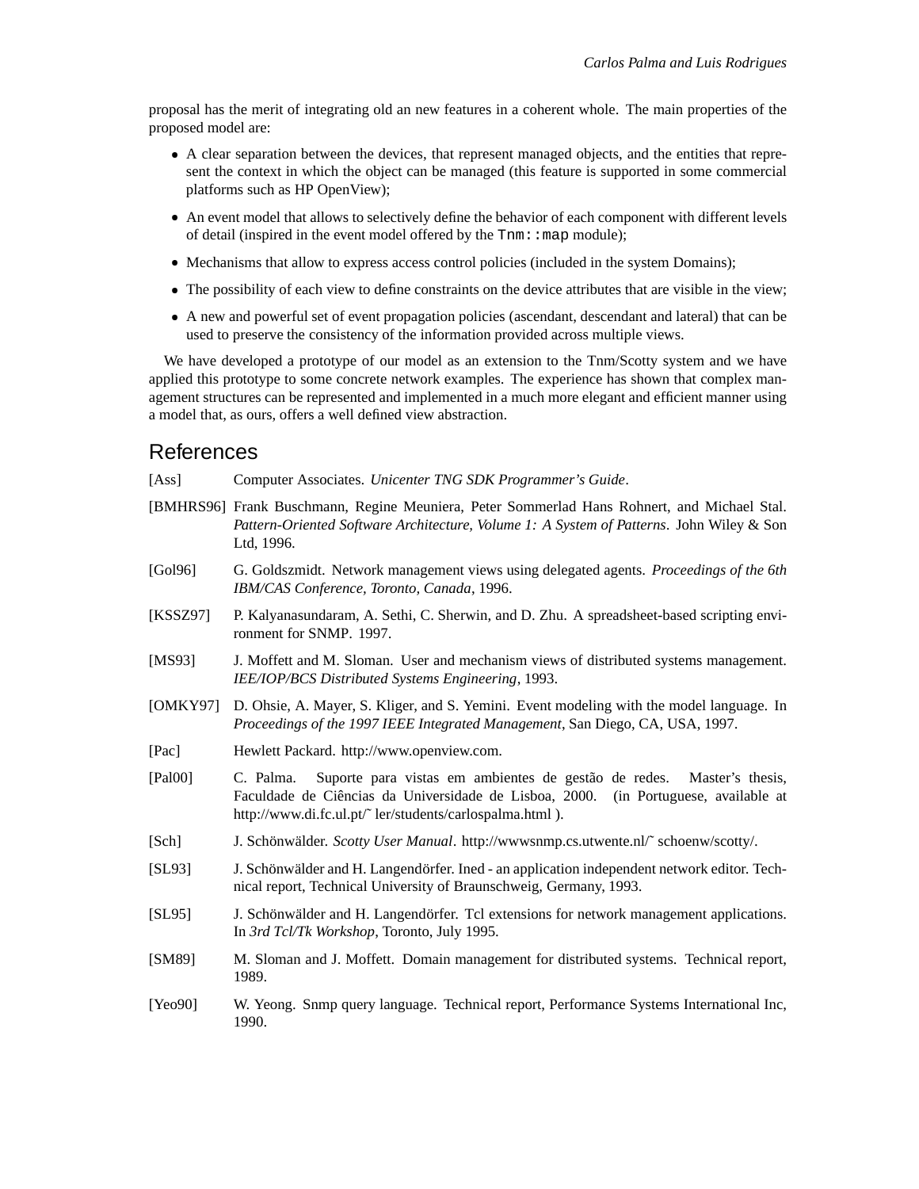proposal has the merit of integrating old an new features in a coherent whole. The main properties of the proposed model are:

- A clear separation between the devices, that represent managed objects, and the entities that represent the context in which the object can be managed (this feature is supported in some commercial platforms such as HP OpenView);
- An event model that allows to selectively define the behavior of each component with different levels of detail (inspired in the event model offered by the `Tnm::map` module);
- Mechanisms that allow to express access control policies (included in the system Domains);
- The possibility of each view to define constraints on the device attributes that are visible in the view;
- A new and powerful set of event propagation policies (ascendant, descendant and lateral) that can be used to preserve the consistency of the information provided across multiple views.

We have developed a prototype of our model as an extension to the Tnm/Scotty system and we have applied this prototype to some concrete network examples. The experience has shown that complex management structures can be represented and implemented in a much more elegant and efficient manner using a model that, as ours, offers a well defined view abstraction.

# References

[Ass] Computer Associates. *Unicenter TNG SDK Programmer's Guide*.

[BMHRS96] Frank Buschmann, Regine Meuniera, Peter Sommerlad Hans Rohnert, and Michael Stal. *Pattern-Oriented Software Architecture, Volume 1: A System of Patterns*. John Wiley & Son Ltd, 1996.

[Gol96] G. Goldszmidt. Network management views using delegated agents. *Proceedings of the 6th IBM/CAS Conference, Toronto, Canada*, 1996.

[KSSZ97] P. Kalyanasundaram, A. Sethi, C. Sherwin, and D. Zhu. A spreadsheet-based scripting environment for SNMP. 1997.

[MS93] J. Moffett and M. Sloman. User and mechanism views of distributed systems management. *IEE/IOP/BCS Distributed Systems Engineering*, 1993.

[OMKY97] D. Ohsie, A. Mayer, S. Kliger, and S. Yemini. Event modeling with the model language. In *Proceedings of the 1997 IEEE Integrated Management*, San Diego, CA, USA, 1997.

[Pac] Hewlett Packard. http://www.openview.com.

[Pal00] C. Palma. Suporte para vistas em ambientes de gestão de redes. Master's thesis, Faculdade de Ciências da Universidade de Lisboa, 2000. (in Portuguese, available at http://www.di.fc.ul.pt/˜ ler/students/carlospalma.html ).

[Sch] J. Schönwälder. *Scotty User Manual*. http://wwwsnmp.cs.utwente.nl/˜ schoenw/scotty/.

[SL93] J. Schönwälder and H. Langendörfer. Ined - an application independent network editor. Technical report, Technical University of Braunschweig, Germany, 1993.

[SL95] J. Schönwälder and H. Langendörfer. Tcl extensions for network management applications. In *3rd Tcl/Tk Workshop*, Toronto, July 1995.

[SM89] M. Sloman and J. Moffett. Domain management for distributed systems. Technical report, 1989.

[Yeo90] W. Yeong. Snmp query language. Technical report, Performance Systems International Inc, 1990.